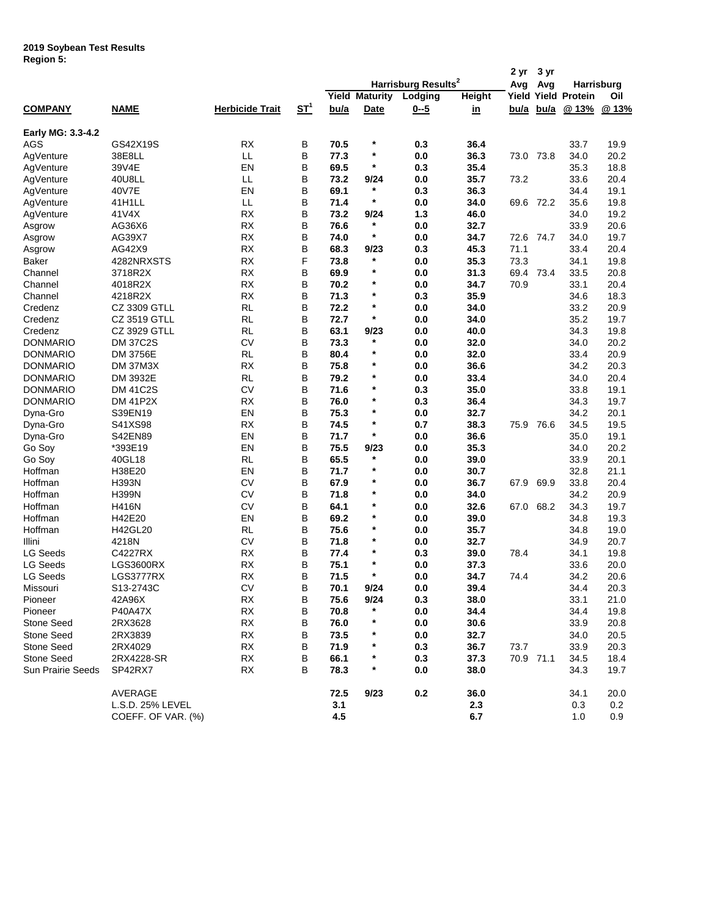**2019 Soybean Test Results**
**Region 5:**

| COMPANY | NAME | Herbicide Trait | ST[1] | Harrisburg Results[2] Yield bu/a | Maturity Date | Lodging 0--5 | Height in | 2 yr Avg Yield bu/a | 3 yr Avg Yield bu/a | Harrisburg Protein @ 13% | Oil @ 13% |
|---|---|---|---|---|---|---|---|---|---|---|---|
| **Early MG: 3.3-4.2** | | | | | | | | | | | |
| AGS | GS42X19S | RX | B | 70.5 | * | 0.3 | 36.4 | | | 33.7 | 19.9 |
| AgVenture | 38E8LL | LL | B | 77.3 | * | 0.0 | 36.3 | 73.0 | 73.8 | 34.0 | 20.2 |
| AgVenture | 39V4E | EN | B | 69.5 | * | 0.3 | 35.4 | | | 35.3 | 18.8 |
| AgVenture | 40U8LL | LL | B | 73.2 | 9/24 | 0.0 | 35.7 | 73.2 | | 33.6 | 20.4 |
| AgVenture | 40V7E | EN | B | 69.1 | * | 0.3 | 36.3 | | | 34.4 | 19.1 |
| AgVenture | 41H1LL | LL | B | 71.4 | * | 0.0 | 34.0 | 69.6 | 72.2 | 35.6 | 19.8 |
| AgVenture | 41V4X | RX | B | 73.2 | 9/24 | 1.3 | 46.0 | | | 34.0 | 19.2 |
| Asgrow | AG36X6 | RX | B | 76.6 | * | 0.0 | 32.7 | | | 33.9 | 20.6 |
| Asgrow | AG39X7 | RX | B | 74.0 | * | 0.0 | 34.7 | 72.6 | 74.7 | 34.0 | 19.7 |
| Asgrow | AG42X9 | RX | B | 68.3 | 9/23 | 0.3 | 45.3 | 71.1 | | 33.4 | 20.4 |
| Baker | 4282NRXSTS | RX | F | 73.8 | * | 0.0 | 35.3 | 73.3 | | 34.1 | 19.8 |
| Channel | 3718R2X | RX | B | 69.9 | * | 0.0 | 31.3 | 69.4 | 73.4 | 33.5 | 20.8 |
| Channel | 4018R2X | RX | B | 70.2 | * | 0.0 | 34.7 | 70.9 | | 33.1 | 20.4 |
| Channel | 4218R2X | RX | B | 71.3 | * | 0.3 | 35.9 | | | 34.6 | 18.3 |
| Credenz | CZ 3309 GTLL | RL | B | 72.2 | * | 0.0 | 34.0 | | | 33.2 | 20.9 |
| Credenz | CZ 3519 GTLL | RL | B | 72.7 | * | 0.0 | 34.0 | | | 35.2 | 19.7 |
| Credenz | CZ 3929 GTLL | RL | B | 63.1 | 9/23 | 0.0 | 40.0 | | | 34.3 | 19.8 |
| DONMARIO | DM 37C2S | CV | B | 73.3 | * | 0.0 | 32.0 | | | 34.0 | 20.2 |
| DONMARIO | DM 3756E | RL | B | 80.4 | * | 0.0 | 32.0 | | | 33.4 | 20.9 |
| DONMARIO | DM 37M3X | RX | B | 75.8 | * | 0.0 | 36.6 | | | 34.2 | 20.3 |
| DONMARIO | DM 3932E | RL | B | 79.2 | * | 0.0 | 33.4 | | | 34.0 | 20.4 |
| DONMARIO | DM 41C2S | CV | B | 71.6 | * | 0.3 | 35.0 | | | 33.8 | 19.1 |
| DONMARIO | DM 41P2X | RX | B | 76.0 | * | 0.3 | 36.4 | | | 34.3 | 19.7 |
| Dyna-Gro | S39EN19 | EN | B | 75.3 | * | 0.0 | 32.7 | | | 34.2 | 20.1 |
| Dyna-Gro | S41XS98 | RX | B | 74.5 | * | 0.7 | 38.3 | 75.9 | 76.6 | 34.5 | 19.5 |
| Dyna-Gro | S42EN89 | EN | B | 71.7 | * | 0.0 | 36.6 | | | 35.0 | 19.1 |
| Go Soy | *393E19 | EN | B | 75.5 | 9/23 | 0.0 | 35.3 | | | 34.0 | 20.2 |
| Go Soy | 40GL18 | RL | B | 65.5 | * | 0.0 | 39.0 | | | 33.9 | 20.1 |
| Hoffman | H38E20 | EN | B | 71.7 | * | 0.0 | 30.7 | | | 32.8 | 21.1 |
| Hoffman | H393N | CV | B | 67.9 | * | 0.0 | 36.7 | 67.9 | 69.9 | 33.8 | 20.4 |
| Hoffman | H399N | CV | B | 71.8 | * | 0.0 | 34.0 | | | 34.2 | 20.9 |
| Hoffman | H416N | CV | B | 64.1 | * | 0.0 | 32.6 | 67.0 | 68.2 | 34.3 | 19.7 |
| Hoffman | H42E20 | EN | B | 69.2 | * | 0.0 | 39.0 | | | 34.8 | 19.3 |
| Hoffman | H42GL20 | RL | B | 75.6 | * | 0.0 | 35.7 | | | 34.8 | 19.0 |
| Illini | 4218N | CV | B | 71.8 | * | 0.0 | 32.7 | | | 34.9 | 20.7 |
| LG Seeds | C4227RX | RX | B | 77.4 | * | 0.3 | 39.0 | 78.4 | | 34.1 | 19.8 |
| LG Seeds | LGS3600RX | RX | B | 75.1 | * | 0.0 | 37.3 | | | 33.6 | 20.0 |
| LG Seeds | LGS3777RX | RX | B | 71.5 | * | 0.0 | 34.7 | 74.4 | | 34.2 | 20.6 |
| Missouri | S13-2743C | CV | B | 70.1 | 9/24 | 0.0 | 39.4 | | | 34.4 | 20.3 |
| Pioneer | 42A96X | RX | B | 75.6 | 9/24 | 0.3 | 38.0 | | | 33.1 | 21.0 |
| Pioneer | P40A47X | RX | B | 70.8 | * | 0.0 | 34.4 | | | 34.4 | 19.8 |
| Stone Seed | 2RX3628 | RX | B | 76.0 | * | 0.0 | 30.6 | | | 33.9 | 20.8 |
| Stone Seed | 2RX3839 | RX | B | 73.5 | * | 0.0 | 32.7 | | | 34.0 | 20.5 |
| Stone Seed | 2RX4029 | RX | B | 71.9 | * | 0.3 | 36.7 | 73.7 | | 33.9 | 20.3 |
| Stone Seed | 2RX4228-SR | RX | B | 66.1 | * | 0.3 | 37.3 | 70.9 | 71.1 | 34.5 | 18.4 |
| Sun Prairie Seeds | SP42RX7 | RX | B | 78.3 | * | 0.0 | 38.0 | | | 34.3 | 19.7 |
| | AVERAGE | | | 72.5 | 9/23 | 0.2 | 36.0 | | | 34.1 | 20.0 |
| | L.S.D. 25% LEVEL | | | 3.1 | | | 2.3 | | | 0.3 | 0.2 |
| | COEFF. OF VAR. (%) | | | 4.5 | | | 6.7 | | | 1.0 | 0.9 |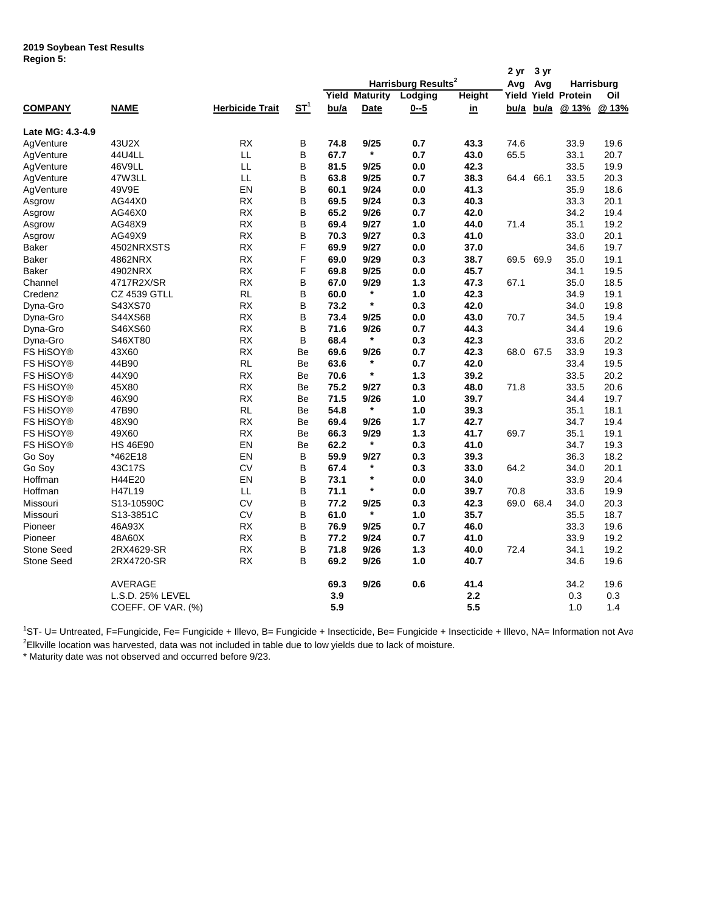**2019 Soybean Test Results**
**Region 5:**

| COMPANY | NAME | Herbicide Trait | ST[1] | Harrisburg Results[2] Yield bu/a | Maturity Date | Lodging 0--5 | Height in | 2 yr Avg Yield bu/a | 3 yr Avg Yield bu/a | Harrisburg Protein @ 13% | Oil @ 13% |
|---|---|---|---|---|---|---|---|---|---|---|---|
| **Late MG: 4.3-4.9** | | | | | | | | | | | |
| AgVenture | 43U2X | RX | B | **74.8** | **9/25** | **0.7** | **43.3** | 74.6 | | 33.9 | 19.6 |
| AgVenture | 44U4LL | LL | B | **67.7** | **\*** | **0.7** | **43.0** | 65.5 | | 33.1 | 20.7 |
| AgVenture | 46V9LL | LL | B | **81.5** | **9/25** | **0.0** | **42.3** | | | 33.5 | 19.9 |
| AgVenture | 47W3LL | LL | B | **63.8** | **9/25** | **0.7** | **38.3** | 64.4 | 66.1 | 33.5 | 20.3 |
| AgVenture | 49V9E | EN | B | **60.1** | **9/24** | **0.0** | **41.3** | | | 35.9 | 18.6 |
| Asgrow | AG44X0 | RX | B | **69.5** | **9/24** | **0.3** | **40.3** | | | 33.3 | 20.1 |
| Asgrow | AG46X0 | RX | B | **65.2** | **9/26** | **0.7** | **42.0** | | | 34.2 | 19.4 |
| Asgrow | AG48X9 | RX | B | **69.4** | **9/27** | **1.0** | **44.0** | 71.4 | | 35.1 | 19.2 |
| Asgrow | AG49X9 | RX | B | **70.3** | **9/27** | **0.3** | **41.0** | | | 33.0 | 20.1 |
| Baker | 4502NRXSTS | RX | F | **69.9** | **9/27** | **0.0** | **37.0** | | | 34.6 | 19.7 |
| Baker | 4862NRX | RX | F | **69.0** | **9/29** | **0.3** | **38.7** | 69.5 | 69.9 | 35.0 | 19.1 |
| Baker | 4902NRX | RX | F | **69.8** | **9/25** | **0.0** | **45.7** | | | 34.1 | 19.5 |
| Channel | 4717R2X/SR | RX | B | **67.0** | **9/29** | **1.3** | **47.3** | 67.1 | | 35.0 | 18.5 |
| Credenz | CZ 4539 GTLL | RL | B | **60.0** | **\*** | **1.0** | **42.3** | | | 34.9 | 19.1 |
| Dyna-Gro | S43XS70 | RX | B | **73.2** | **\*** | **0.3** | **42.0** | | | 34.0 | 19.8 |
| Dyna-Gro | S44XS68 | RX | B | **73.4** | **9/25** | **0.0** | **43.0** | 70.7 | | 34.5 | 19.4 |
| Dyna-Gro | S46XS60 | RX | B | **71.6** | **9/26** | **0.7** | **44.3** | | | 34.4 | 19.6 |
| Dyna-Gro | S46XT80 | RX | B | **68.4** | **\*** | **0.3** | **42.3** | | | 33.6 | 20.2 |
| FS HiSOY® | 43X60 | RX | Be | **69.6** | **9/26** | **0.7** | **42.3** | 68.0 | 67.5 | 33.9 | 19.3 |
| FS HiSOY® | 44B90 | RL | Be | **63.6** | **\*** | **0.7** | **42.0** | | | 33.4 | 19.5 |
| FS HiSOY® | 44X90 | RX | Be | **70.6** | **\*** | **1.3** | **39.2** | | | 33.5 | 20.2 |
| FS HiSOY® | 45X80 | RX | Be | **75.2** | **9/27** | **0.3** | **48.0** | 71.8 | | 33.5 | 20.6 |
| FS HiSOY® | 46X90 | RX | Be | **71.5** | **9/26** | **1.0** | **39.7** | | | 34.4 | 19.7 |
| FS HiSOY® | 47B90 | RL | Be | **54.8** | **\*** | **1.0** | **39.3** | | | 35.1 | 18.1 |
| FS HiSOY® | 48X90 | RX | Be | **69.4** | **9/26** | **1.7** | **42.7** | | | 34.7 | 19.4 |
| FS HiSOY® | 49X60 | RX | Be | **66.3** | **9/29** | **1.3** | **41.7** | 69.7 | | 35.1 | 19.1 |
| FS HiSOY® | HS 46E90 | EN | Be | **62.2** | **\*** | **0.3** | **41.0** | | | 34.7 | 19.3 |
| Go Soy | *462E18 | EN | B | **59.9** | **9/27** | **0.3** | **39.3** | | | 36.3 | 18.2 |
| Go Soy | 43C17S | CV | B | **67.4** | **\*** | **0.3** | **33.0** | 64.2 | | 34.0 | 20.1 |
| Hoffman | H44E20 | EN | B | **73.1** | **\*** | **0.0** | **34.0** | | | 33.9 | 20.4 |
| Hoffman | H47L19 | LL | B | **71.1** | **\*** | **0.0** | **39.7** | 70.8 | | 33.6 | 19.9 |
| Missouri | S13-10590C | CV | B | **77.2** | **9/25** | **0.3** | **42.3** | 69.0 | 68.4 | 34.0 | 20.3 |
| Missouri | S13-3851C | CV | B | **61.0** | **\*** | **1.0** | **35.7** | | | 35.5 | 18.7 |
| Pioneer | 46A93X | RX | B | **76.9** | **9/25** | **0.7** | **46.0** | | | 33.3 | 19.6 |
| Pioneer | 48A60X | RX | B | **77.2** | **9/24** | **0.7** | **41.0** | | | 33.9 | 19.2 |
| Stone Seed | 2RX4629-SR | RX | B | **71.8** | **9/26** | **1.3** | **40.0** | 72.4 | | 34.1 | 19.2 |
| Stone Seed | 2RX4720-SR | RX | B | **69.2** | **9/26** | **1.0** | **40.7** | | | 34.6 | 19.6 |
| | AVERAGE | | | **69.3** | **9/26** | **0.6** | **41.4** | | | 34.2 | 19.6 |
| | L.S.D. 25% LEVEL | | | **3.9** | | | **2.2** | | | 0.3 | 0.3 |
| | COEFF. OF VAR. (%) | | | **5.9** | | | **5.5** | | | 1.0 | 1.4 |

[1]ST- U= Untreated, F=Fungicide, Fe= Fungicide + Illevo, B= Fungicide + Insecticide, Be= Fungicide + Insecticide + Illevo, NA= Information not Ava

[2]Elkville location was harvested, data was not included in table due to low yields due to lack of moisture.

\* Maturity date was not observed and occurred before 9/23.